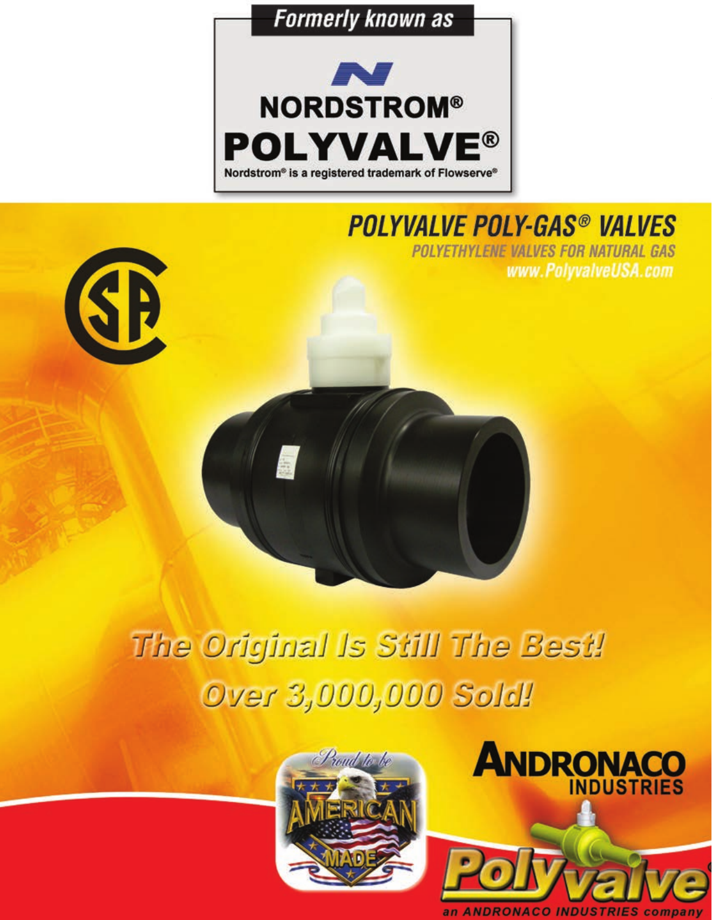Formerly known as

NORDSTROM®

POLYVALVE®

Nordstrom® is a registered trademark of Flowserve®

# POLYVALVE POLY-GAS® VALVES

## POLYETHYLENE VALVES FOR NATURAL GAS

www.PolyvalveUSA.com

**The Original Is Still The Best!**

**Over 3,000,000 Sold!**

Proud to be AMERICAN MADE

ANDRONACO INDUSTRIES

Polyvalve

an ANDRONACO INDUSTRIES company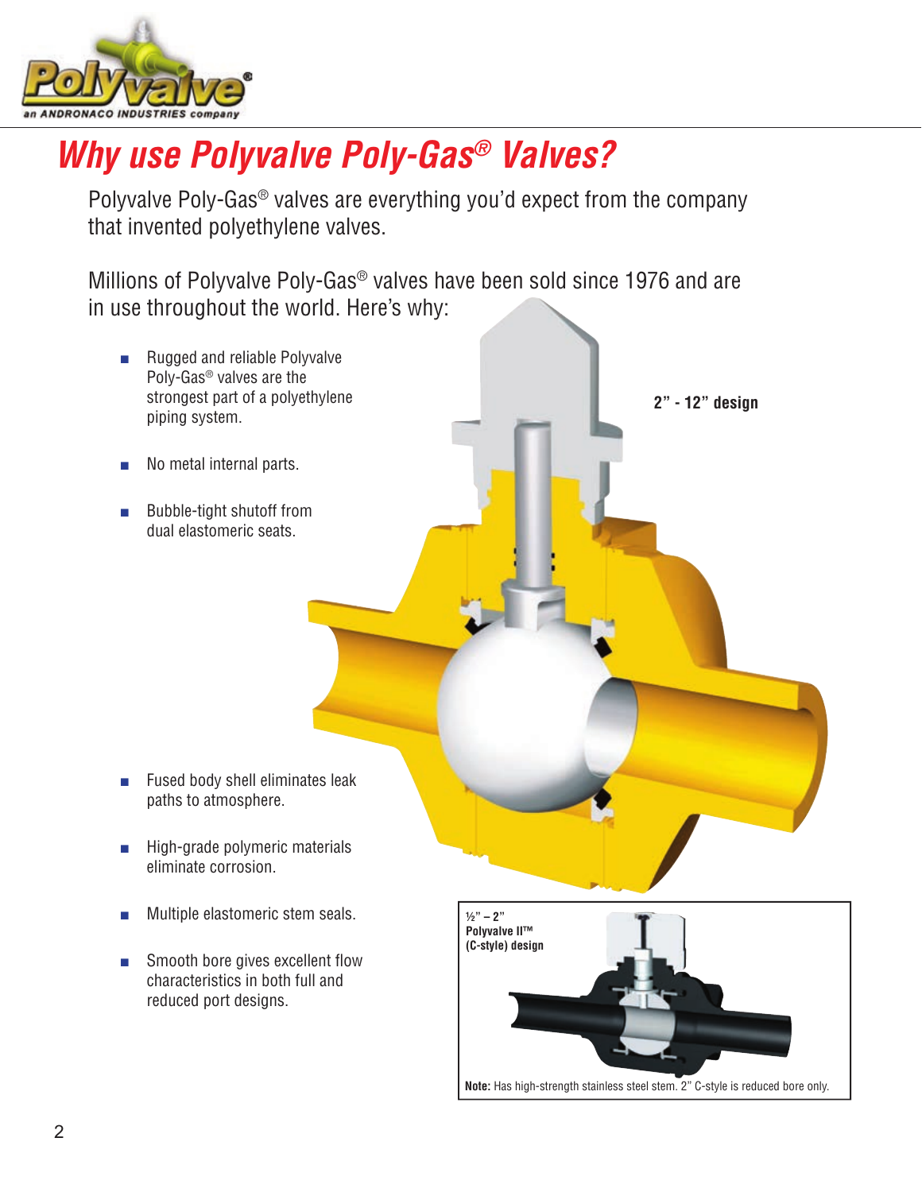# *Why use Polyvalve Poly-Gas® Valves?*

Polyvalve Poly-Gas® valves are everything you'd expect from the company that invented polyethylene valves.

Millions of Polyvalve Poly-Gas® valves have been sold since 1976 and are in use throughout the world. Here's why:

- Rugged and reliable Polyvalve Poly-Gas® valves are the strongest part of a polyethylene piping system.
- No metal internal parts.
- Bubble-tight shutoff from dual elastomeric seats.
- Fused body shell eliminates leak paths to atmosphere.
- High-grade polymeric materials eliminate corrosion.
- Multiple elastomeric stem seals.
- Smooth bore gives excellent flow characteristics in both full and reduced port designs.

**2" - 12" design**

**½" – 2"**
**Polyvalve II™**
**(C-style) design**

**Note:** Has high-strength stainless steel stem. 2" C-style is reduced bore only.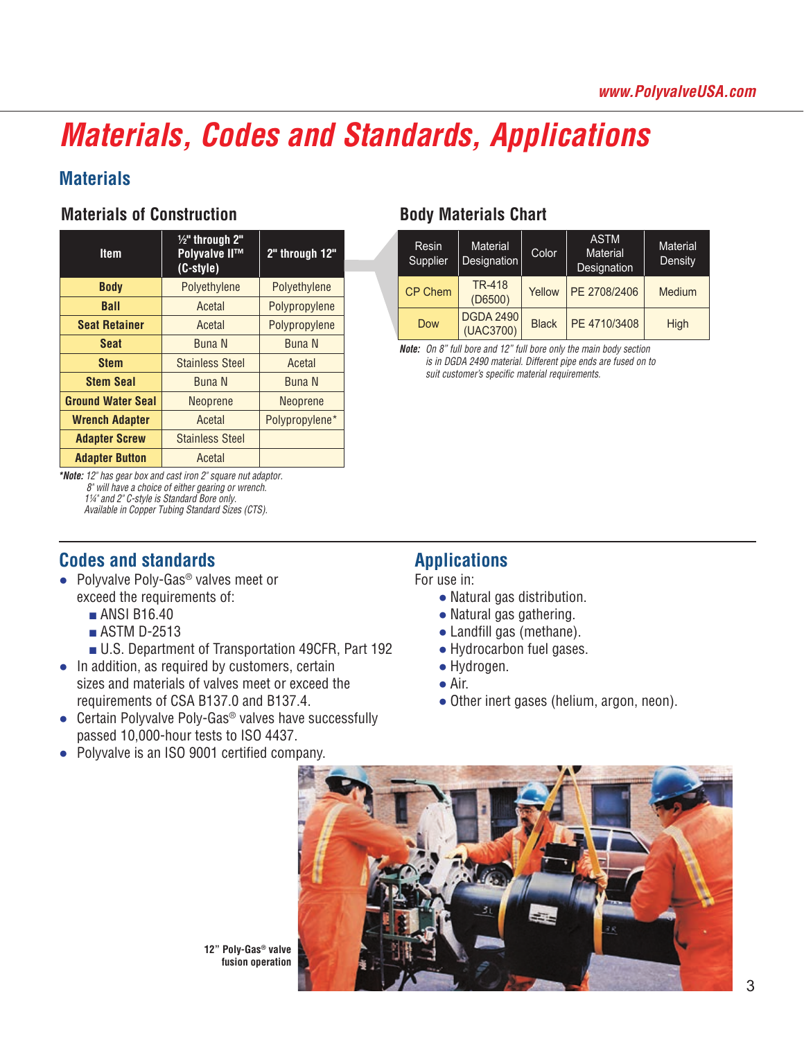# Materials, Codes and Standards, Applications

## Materials

### Materials of Construction

| Item | ½" through 2" Polyvalve II™ (C-style) | 2" through 12" |
|---|---|---|
| Body | Polyethylene | Polyethylene |
| Ball | Acetal | Polypropylene |
| Seat Retainer | Acetal | Polypropylene |
| Seat | Buna N | Buna N |
| Stem | Stainless Steel | Acetal |
| Stem Seal | Buna N | Buna N |
| Ground Water Seal | Neoprene | Neoprene |
| Wrench Adapter | Acetal | Polypropylene* |
| Adapter Screw | Stainless Steel | |
| Adapter Button | Acetal | |

***Note:** *12" has gear box and cast iron 2" square nut adaptor.*
*8" will have a choice of either gearing or wrench.*
*1¼" and 2" C-style is Standard Bore only.*
*Available in Copper Tubing Standard Sizes (CTS).*

### Body Materials Chart

| Resin Supplier | Material Designation | Color | ASTM Material Designation | Material Density |
|---|---|---|---|---|
| CP Chem | TR-418 (D6500) | Yellow | PE 2708/2406 | Medium |
| Dow | DGDA 2490 (UAC3700) | Black | PE 4710/3408 | High |

***Note:** On 8" full bore and 12" full bore only the main body section is in DGDA 2490 material. Different pipe ends are fused on to suit customer's specific material requirements.*

## Codes and standards

- Polyvalve Poly-Gas® valves meet or exceed the requirements of:
  - ANSI B16.40
  - ASTM D-2513
  - U.S. Department of Transportation 49CFR, Part 192
- In addition, as required by customers, certain sizes and materials of valves meet or exceed the requirements of CSA B137.0 and B137.4.
- Certain Polyvalve Poly-Gas® valves have successfully passed 10,000-hour tests to ISO 4437.
- Polyvalve is an ISO 9001 certified company.

## Applications

For use in:

- Natural gas distribution.
- Natural gas gathering.
- Landfill gas (methane).
- Hydrocarbon fuel gases.
- Hydrogen.
- Air.
- Other inert gases (helium, argon, neon).

**12" Poly-Gas® valve fusion operation**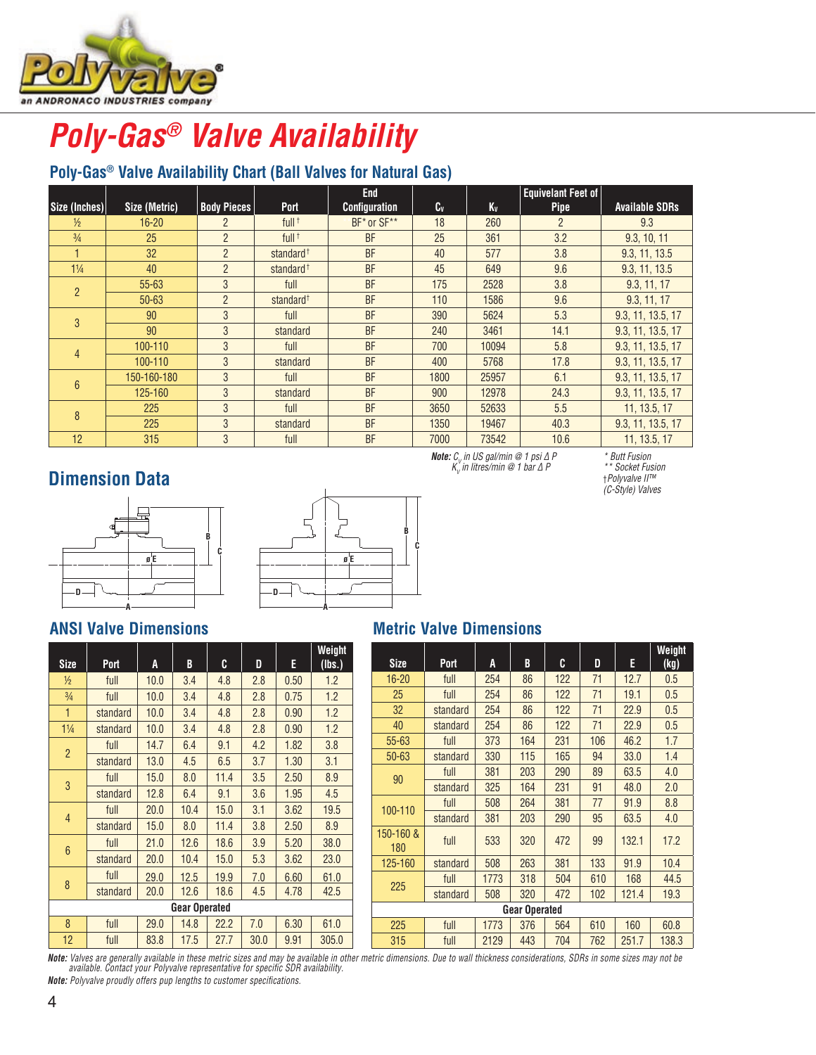# Poly-Gas® Valve Availability

## Poly-Gas® Valve Availability Chart (Ball Valves for Natural Gas)

| Size (Inches) | Size (Metric) | Body Pieces | Port | End Configuration | $C_V$ | $K_V$ | Equivelant Feet of Pipe | Available SDRs |
|---|---|---|---|---|---|---|---|---|
| ½ | 16-20 | 2 | full † | BF* or SF** | 18 | 260 | 2 | 9.3 |
| ¾ | 25 | 2 | full † | BF | 25 | 361 | 3.2 | 9.3, 10, 11 |
| 1 | 32 | 2 | standard† | BF | 40 | 577 | 3.8 | 9.3, 11, 13.5 |
| 1¼ | 40 | 2 | standard† | BF | 45 | 649 | 9.6 | 9.3, 11, 13.5 |
| 2 | 55-63 | 3 | full | BF | 175 | 2528 | 3.8 | 9.3, 11, 17 |
| | 50-63 | 2 | standard† | BF | 110 | 1586 | 9.6 | 9.3, 11, 17 |
| 3 | 90 | 3 | full | BF | 390 | 5624 | 5.3 | 9.3, 11, 13.5, 17 |
| | 90 | 3 | standard | BF | 240 | 3461 | 14.1 | 9.3, 11, 13.5, 17 |
| 4 | 100-110 | 3 | full | BF | 700 | 10094 | 5.8 | 9.3, 11, 13.5, 17 |
| | 100-110 | 3 | standard | BF | 400 | 5768 | 17.8 | 9.3, 11, 13.5, 17 |
| 6 | 150-160-180 | 3 | full | BF | 1800 | 25957 | 6.1 | 9.3, 11, 13.5, 17 |
| | 125-160 | 3 | standard | BF | 900 | 12978 | 24.3 | 9.3, 11, 13.5, 17 |
| 8 | 225 | 3 | full | BF | 3650 | 52633 | 5.5 | 11, 13.5, 17 |
| | 225 | 3 | standard | BF | 1350 | 19467 | 40.3 | 9.3, 11, 13.5, 17 |
| 12 | 315 | 3 | full | BF | 7000 | 73542 | 10.6 | 11, 13.5, 17 |

***Note:** $C_V$ in US gal/min @ 1 psi Δ P*
*$K_V$ in litres/min @ 1 bar Δ P*

*\* Butt Fusion*
*\*\* Socket Fusion*
*†Polyvalve II™ (C-Style) Valves*

## Dimension Data

## ANSI Valve Dimensions

| Size | Port | A | B | C | D | E | Weight (lbs.) |
|---|---|---|---|---|---|---|---|
| ½ | full | 10.0 | 3.4 | 4.8 | 2.8 | 0.50 | 1.2 |
| ¾ | full | 10.0 | 3.4 | 4.8 | 2.8 | 0.75 | 1.2 |
| 1 | standard | 10.0 | 3.4 | 4.8 | 2.8 | 0.90 | 1.2 |
| 1¼ | standard | 10.0 | 3.4 | 4.8 | 2.8 | 0.90 | 1.2 |
| 2 | full | 14.7 | 6.4 | 9.1 | 4.2 | 1.82 | 3.8 |
| | standard | 13.0 | 4.5 | 6.5 | 3.7 | 1.30 | 3.1 |
| 3 | full | 15.0 | 8.0 | 11.4 | 3.5 | 2.50 | 8.9 |
| | standard | 12.8 | 6.4 | 9.1 | 3.6 | 1.95 | 4.5 |
| 4 | full | 20.0 | 10.4 | 15.0 | 3.1 | 3.62 | 19.5 |
| | standard | 15.0 | 8.0 | 11.4 | 3.8 | 2.50 | 8.9 |
| 6 | full | 21.0 | 12.6 | 18.6 | 3.9 | 5.20 | 38.0 |
| | standard | 20.0 | 10.4 | 15.0 | 5.3 | 3.62 | 23.0 |
| 8 | full | 29.0 | 12.5 | 19.9 | 7.0 | 6.60 | 61.0 |
| | standard | 20.0 | 12.6 | 18.6 | 4.5 | 4.78 | 42.5 |
| **Gear Operated** | | | | | | | |
| 8 | full | 29.0 | 14.8 | 22.2 | 7.0 | 6.30 | 61.0 |
| 12 | full | 83.8 | 17.5 | 27.7 | 30.0 | 9.91 | 305.0 |

## Metric Valve Dimensions

| Size | Port | A | B | C | D | E | Weight (kg) |
|---|---|---|---|---|---|---|---|
| 16-20 | full | 254 | 86 | 122 | 71 | 12.7 | 0.5 |
| 25 | full | 254 | 86 | 122 | 71 | 19.1 | 0.5 |
| 32 | standard | 254 | 86 | 122 | 71 | 22.9 | 0.5 |
| 40 | standard | 254 | 86 | 122 | 71 | 22.9 | 0.5 |
| 55-63 | full | 373 | 164 | 231 | 106 | 46.2 | 1.7 |
| 50-63 | standard | 330 | 115 | 165 | 94 | 33.0 | 1.4 |
| 90 | full | 381 | 203 | 290 | 89 | 63.5 | 4.0 |
| | standard | 325 | 164 | 231 | 91 | 48.0 | 2.0 |
| 100-110 | full | 508 | 264 | 381 | 77 | 91.9 | 8.8 |
| | standard | 381 | 203 | 290 | 95 | 63.5 | 4.0 |
| 150-160 & 180 | full | 533 | 320 | 472 | 99 | 132.1 | 17.2 |
| 125-160 | standard | 508 | 263 | 381 | 133 | 91.9 | 10.4 |
| 225 | full | 1773 | 318 | 504 | 610 | 168 | 44.5 |
| | standard | 508 | 320 | 472 | 102 | 121.4 | 19.3 |
| **Gear Operated** | | | | | | | |
| 225 | full | 1773 | 376 | 564 | 610 | 160 | 60.8 |
| 315 | full | 2129 | 443 | 704 | 762 | 251.7 | 138.3 |

***Note:** Valves are generally available in these metric sizes and may be available in other metric dimensions. Due to wall thickness considerations, SDRs in some sizes may not be available. Contact your Polyvalve representative for specific SDR availability.*

***Note:** Polyvalve proudly offers pup lengths to customer specifications.*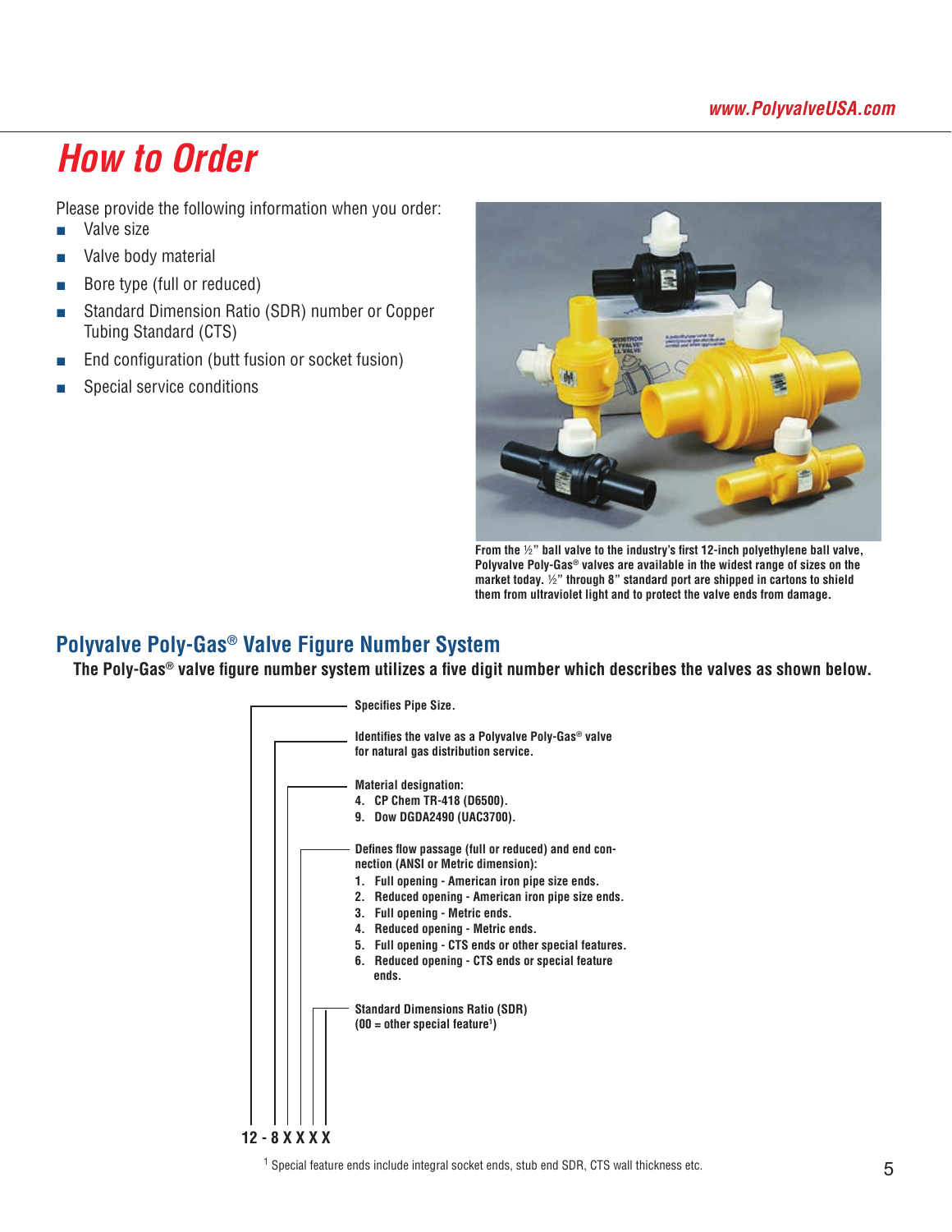# How to Order

Please provide the following information when you order:

- Valve size
- Valve body material
- Bore type (full or reduced)
- Standard Dimension Ratio (SDR) number or Copper Tubing Standard (CTS)
- End configuration (butt fusion or socket fusion)
- Special service conditions

From the ½" ball valve to the industry's first 12-inch polyethylene ball valve, Polyvalve Poly-Gas® valves are available in the widest range of sizes on the market today. ½" through 8" standard port are shipped in cartons to shield them from ultraviolet light and to protect the valve ends from damage.

## Polyvalve Poly-Gas® Valve Figure Number System

**The Poly-Gas® valve figure number system utilizes a five digit number which describes the valves as shown below.**

**12 - 8 X X X X**

- **12** – Specifies Pipe Size.
- **8** – Identifies the valve as a Polyvalve Poly-Gas® valve for natural gas distribution service.
- **X** (first) – Material designation:
  4. CP Chem TR-418 (D6500).
  9. Dow DGDA2490 (UAC3700).
- **X** (second) – Defines flow passage (full or reduced) and end connection (ANSI or Metric dimension):
  1. Full opening - American iron pipe size ends.
  2. Reduced opening - American iron pipe size ends.
  3. Full opening - Metric ends.
  4. Reduced opening - Metric ends.
  5. Full opening - CTS ends or other special features.
  6. Reduced opening - CTS ends or special feature ends.
- **X X** (last two) – Standard Dimensions Ratio (SDR) (00 = other special feature[1])

[1] Special feature ends include integral socket ends, stub end SDR, CTS wall thickness etc.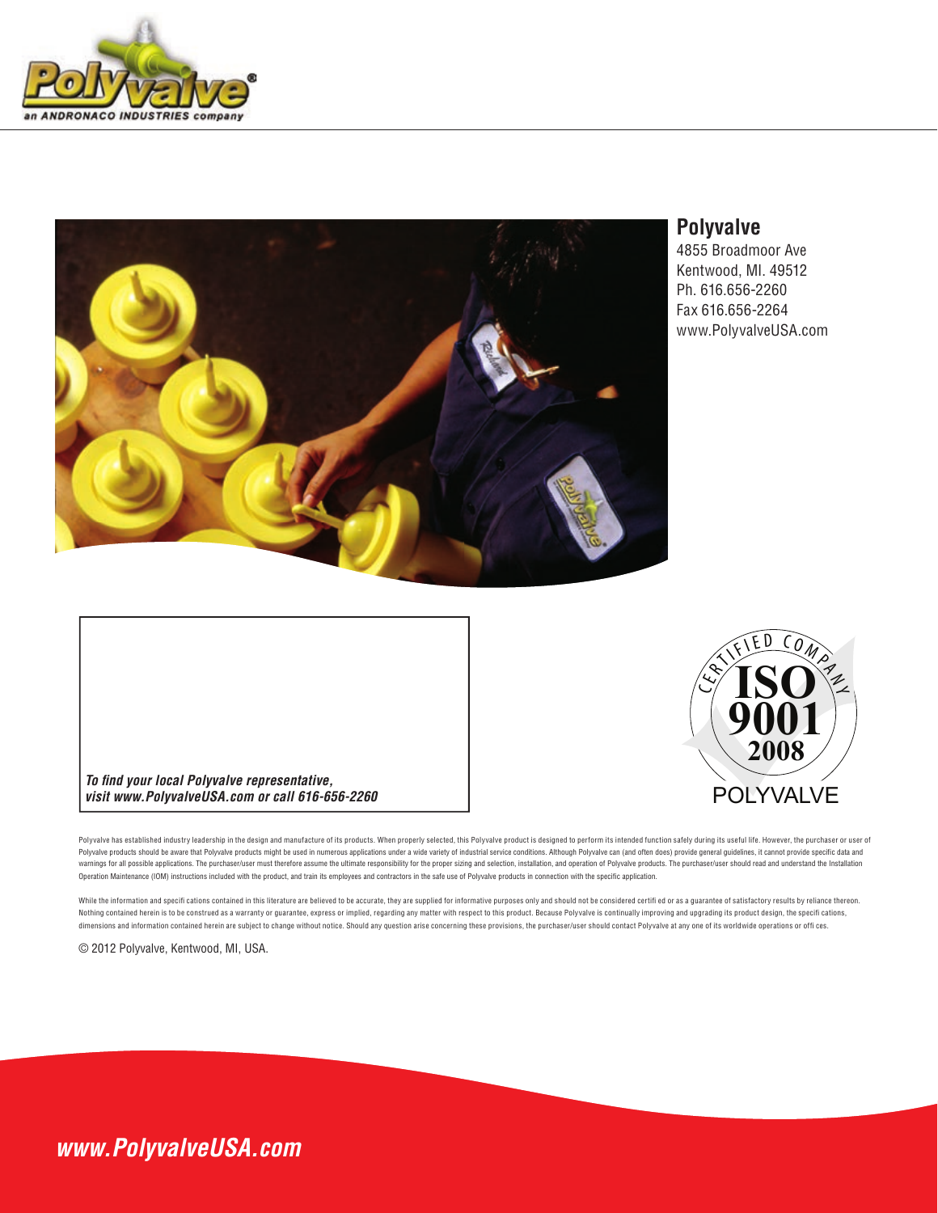## Polyvalve

4855 Broadmoor Ave
Kentwood, MI. 49512
Ph. 616.656-2260
Fax 616.656-2264
www.PolyvalveUSA.com

***To find your local Polyvalve representative, visit www.PolyvalveUSA.com or call 616-656-2260***

CERTIFIED COMPANY ISO 9001 2008 POLYVALVE

Polyvalve has established industry leadership in the design and manufacture of its products. When properly selected, this Polyvalve product is designed to perform its intended function safely during its useful life. However, the purchaser or user of Polyvalve products should be aware that Polyvalve products might be used in numerous applications under a wide variety of industrial service conditions. Although Polyvalve can (and often does) provide general guidelines, it cannot provide specific data and warnings for all possible applications. The purchaser/user must therefore assume the ultimate responsibility for the proper sizing and selection, installation, and operation of Polyvalve products. The purchaser/user should read and understand the Installation Operation Maintenance (IOM) instructions included with the product, and train its employees and contractors in the safe use of Polyvalve products in connection with the specific application.

While the information and specifi cations contained in this literature are believed to be accurate, they are supplied for informative purposes only and should not be considered certifi ed or as a guarantee of satisfactory results by reliance thereon. Nothing contained herein is to be construed as a warranty or guarantee, express or implied, regarding any matter with respect to this product. Because Polyvalve is continually improving and upgrading its product design, the specifi cations, dimensions and information contained herein are subject to change without notice. Should any question arise concerning these provisions, the purchaser/user should contact Polyvalve at any one of its worldwide operations or offi ces.

© 2012 Polyvalve, Kentwood, MI, USA.

***www.PolyvalveUSA.com***